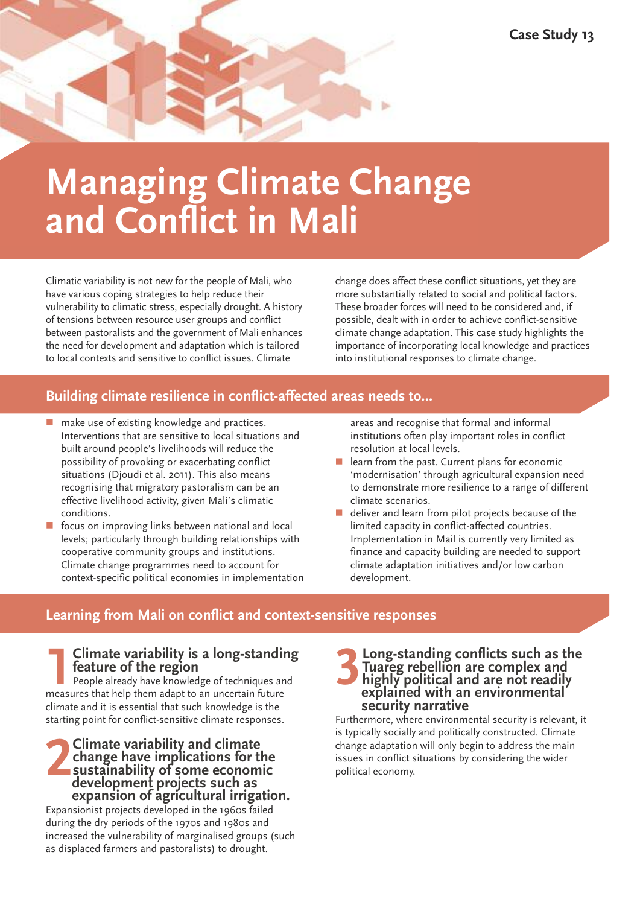Case Study 13

# Managing Climate Change and Conflict in Mali

Climatic variability is not new for the people of Mali, who have various coping strategies to help reduce their vulnerability to climatic stress, especially drought. A history of tensions between resource user groups and conflict between pastoralists and the government of Mali enhances the need for development and adaptation which is tailored to local contexts and sensitive to conflict issues. Climate change does affect these conflict situations, yet they are more substantially related to social and political factors. These broader forces will need to be considered and, if possible, dealt with in order to achieve conflict-sensitive climate change adaptation. This case study highlights the importance of incorporating local knowledge and practices into institutional responses to climate change.

## Building climate resilience in conflict-affected areas needs to...

- make use of existing knowledge and practices. Interventions that are sensitive to local situations and built around people's livelihoods will reduce the possibility of provoking or exacerbating conflict situations (Djoudi et al. 2011). This also means recognising that migratory pastoralism can be an effective livelihood activity, given Mali's climatic conditions.
- focus on improving links between national and local levels; particularly through building relationships with cooperative community groups and institutions. Climate change programmes need to account for context-specific political economies in implementation areas and recognise that formal and informal institutions often play important roles in conflict resolution at local levels.
- learn from the past. Current plans for economic 'modernisation' through agricultural expansion need to demonstrate more resilience to a range of different climate scenarios.
- deliver and learn from pilot projects because of the limited capacity in conflict-affected countries. Implementation in Mail is currently very limited as finance and capacity building are needed to support climate adaptation initiatives and/or low carbon development.

## Learning from Mali on conflict and context-sensitive responses

### 1 Climate variability is a long-standing feature of the region

People already have knowledge of techniques and measures that help them adapt to an uncertain future climate and it is essential that such knowledge is the starting point for conflict-sensitive climate responses.

### 2 Climate variability and climate change have implications for the sustainability of some economic development projects such as expansion of agricultural irrigation.

Expansionist projects developed in the 1960s failed during the dry periods of the 1970s and 1980s and increased the vulnerability of marginalised groups (such as displaced farmers and pastoralists) to drought.

### 3 Long-standing conflicts such as the Tuareg rebellion are complex and highly political and are not readily explained with an environmental security narrative

Furthermore, where environmental security is relevant, it is typically socially and politically constructed. Climate change adaptation will only begin to address the main issues in conflict situations by considering the wider political economy.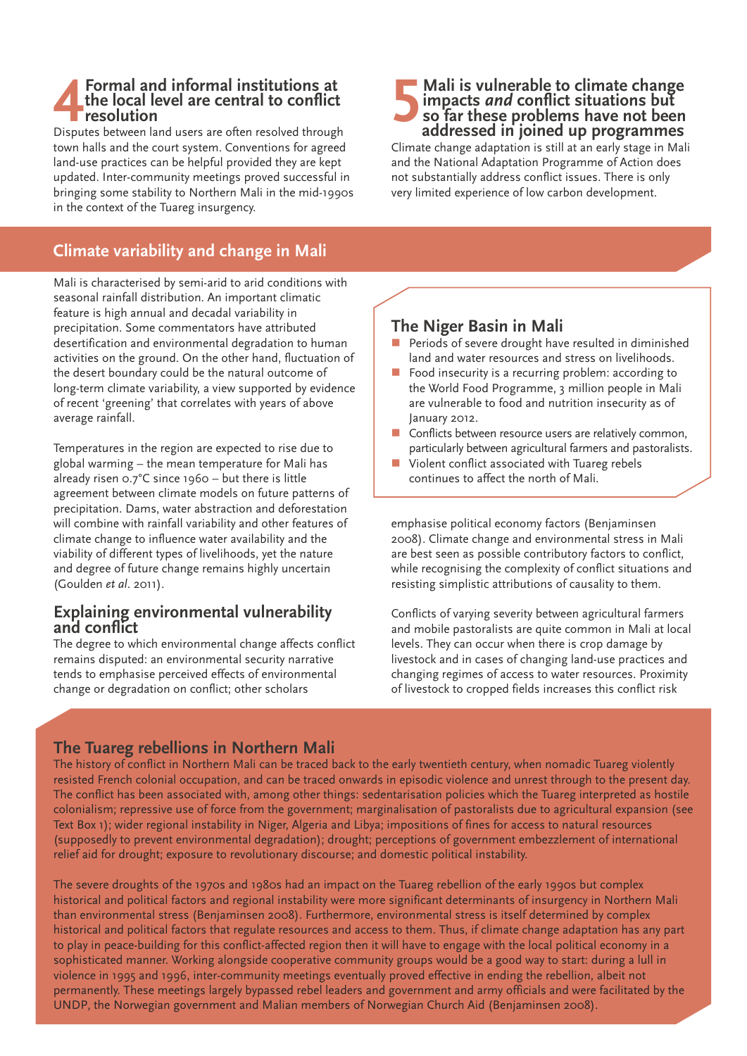## 4 Formal and informal institutions at the local level are central to conflict resolution

Disputes between land users are often resolved through town halls and the court system. Conventions for agreed land-use practices can be helpful provided they are kept updated. Inter-community meetings proved successful in bringing some stability to Northern Mali in the mid-1990s in the context of the Tuareg insurgency.

## 5 Mali is vulnerable to climate change impacts *and* conflict situations but so far these problems have not been addressed in joined up programmes

Climate change adaptation is still at an early stage in Mali and the National Adaptation Programme of Action does not substantially address conflict issues. There is only very limited experience of low carbon development.

## Climate variability and change in Mali

Mali is characterised by semi-arid to arid conditions with seasonal rainfall distribution. An important climatic feature is high annual and decadal variability in precipitation. Some commentators have attributed desertification and environmental degradation to human activities on the ground. On the other hand, fluctuation of the desert boundary could be the natural outcome of long-term climate variability, a view supported by evidence of recent 'greening' that correlates with years of above average rainfall.

Temperatures in the region are expected to rise due to global warming – the mean temperature for Mali has already risen 0.7°C since 1960 – but there is little agreement between climate models on future patterns of precipitation. Dams, water abstraction and deforestation will combine with rainfall variability and other features of climate change to influence water availability and the viability of different types of livelihoods, yet the nature and degree of future change remains highly uncertain (Goulden *et al*. 2011).

### The Niger Basin in Mali

- Periods of severe drought have resulted in diminished land and water resources and stress on livelihoods.
- Food insecurity is a recurring problem: according to the World Food Programme, 3 million people in Mali are vulnerable to food and nutrition insecurity as of January 2012.
- Conflicts between resource users are relatively common, particularly between agricultural farmers and pastoralists.
- Violent conflict associated with Tuareg rebels continues to affect the north of Mali.

### Explaining environmental vulnerability and conflict

The degree to which environmental change affects conflict remains disputed: an environmental security narrative tends to emphasise perceived effects of environmental change or degradation on conflict; other scholars emphasise political economy factors (Benjaminsen 2008). Climate change and environmental stress in Mali are best seen as possible contributory factors to conflict, while recognising the complexity of conflict situations and resisting simplistic attributions of causality to them.

Conflicts of varying severity between agricultural farmers and mobile pastoralists are quite common in Mali at local levels. They can occur when there is crop damage by livestock and in cases of changing land-use practices and changing regimes of access to water resources. Proximity of livestock to cropped fields increases this conflict risk

### The Tuareg rebellions in Northern Mali

The history of conflict in Northern Mali can be traced back to the early twentieth century, when nomadic Tuareg violently resisted French colonial occupation, and can be traced onwards in episodic violence and unrest through to the present day. The conflict has been associated with, among other things: sedentarisation policies which the Tuareg interpreted as hostile colonialism; repressive use of force from the government; marginalisation of pastoralists due to agricultural expansion (see Text Box 1); wider regional instability in Niger, Algeria and Libya; impositions of fines for access to natural resources (supposedly to prevent environmental degradation); drought; perceptions of government embezzlement of international relief aid for drought; exposure to revolutionary discourse; and domestic political instability.

The severe droughts of the 1970s and 1980s had an impact on the Tuareg rebellion of the early 1990s but complex historical and political factors and regional instability were more significant determinants of insurgency in Northern Mali than environmental stress (Benjaminsen 2008). Furthermore, environmental stress is itself determined by complex historical and political factors that regulate resources and access to them. Thus, if climate change adaptation has any part to play in peace-building for this conflict-affected region then it will have to engage with the local political economy in a sophisticated manner. Working alongside cooperative community groups would be a good way to start: during a lull in violence in 1995 and 1996, inter-community meetings eventually proved effective in ending the rebellion, albeit not permanently. These meetings largely bypassed rebel leaders and government and army officials and were facilitated by the UNDP, the Norwegian government and Malian members of Norwegian Church Aid (Benjaminsen 2008).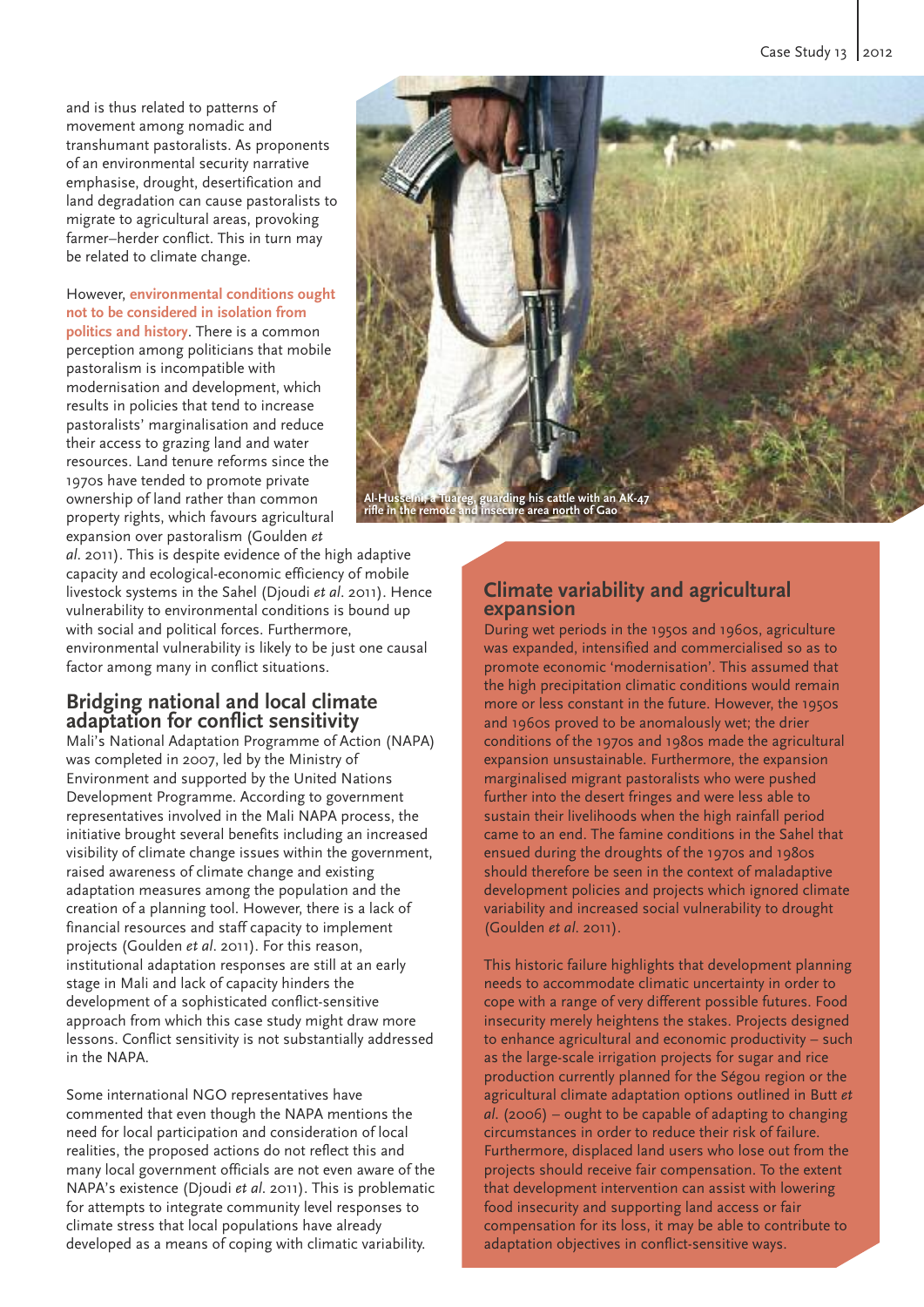and is thus related to patterns of movement among nomadic and transhumant pastoralists. As proponents of an environmental security narrative emphasise, drought, desertification and land degradation can cause pastoralists to migrate to agricultural areas, provoking farmer–herder conflict. This in turn may be related to climate change.

However, **environmental conditions ought not to be considered in isolation from politics and history**. There is a common perception among politicians that mobile pastoralism is incompatible with modernisation and development, which results in policies that tend to increase pastoralists' marginalisation and reduce their access to grazing land and water resources. Land tenure reforms since the 1970s have tended to promote private ownership of land rather than common property rights, which favours agricultural expansion over pastoralism (Goulden *et al*. 2011). This is despite evidence of the high adaptive capacity and ecological-economic efficiency of mobile livestock systems in the Sahel (Djoudi *et al*. 2011). Hence vulnerability to environmental conditions is bound up with social and political forces. Furthermore, environmental vulnerability is likely to be just one causal factor among many in conflict situations.

Al-Husseini, a Tuareg, guarding his cattle with an AK-47 rifle in the remote and insecure area north of Gao

## Bridging national and local climate adaptation for conflict sensitivity

Mali's National Adaptation Programme of Action (NAPA) was completed in 2007, led by the Ministry of Environment and supported by the United Nations Development Programme. According to government representatives involved in the Mali NAPA process, the initiative brought several benefits including an increased visibility of climate change issues within the government, raised awareness of climate change and existing adaptation measures among the population and the creation of a planning tool. However, there is a lack of financial resources and staff capacity to implement projects (Goulden *et al*. 2011). For this reason, institutional adaptation responses are still at an early stage in Mali and lack of capacity hinders the development of a sophisticated conflict-sensitive approach from which this case study might draw more lessons. Conflict sensitivity is not substantially addressed in the NAPA.

Some international NGO representatives have commented that even though the NAPA mentions the need for local participation and consideration of local realities, the proposed actions do not reflect this and many local government officials are not even aware of the NAPA's existence (Djoudi *et al*. 2011). This is problematic for attempts to integrate community level responses to climate stress that local populations have already developed as a means of coping with climatic variability.

## Climate variability and agricultural expansion

During wet periods in the 1950s and 1960s, agriculture was expanded, intensified and commercialised so as to promote economic 'modernisation'. This assumed that the high precipitation climatic conditions would remain more or less constant in the future. However, the 1950s and 1960s proved to be anomalously wet; the drier conditions of the 1970s and 1980s made the agricultural expansion unsustainable. Furthermore, the expansion marginalised migrant pastoralists who were pushed further into the desert fringes and were less able to sustain their livelihoods when the high rainfall period came to an end. The famine conditions in the Sahel that ensued during the droughts of the 1970s and 1980s should therefore be seen in the context of maladaptive development policies and projects which ignored climate variability and increased social vulnerability to drought (Goulden *et al*. 2011).

This historic failure highlights that development planning needs to accommodate climatic uncertainty in order to cope with a range of very different possible futures. Food insecurity merely heightens the stakes. Projects designed to enhance agricultural and economic productivity – such as the large-scale irrigation projects for sugar and rice production currently planned for the Ségou region or the agricultural climate adaptation options outlined in Butt *et al*. (2006) – ought to be capable of adapting to changing circumstances in order to reduce their risk of failure. Furthermore, displaced land users who lose out from the projects should receive fair compensation. To the extent that development intervention can assist with lowering food insecurity and supporting land access or fair compensation for its loss, it may be able to contribute to adaptation objectives in conflict-sensitive ways.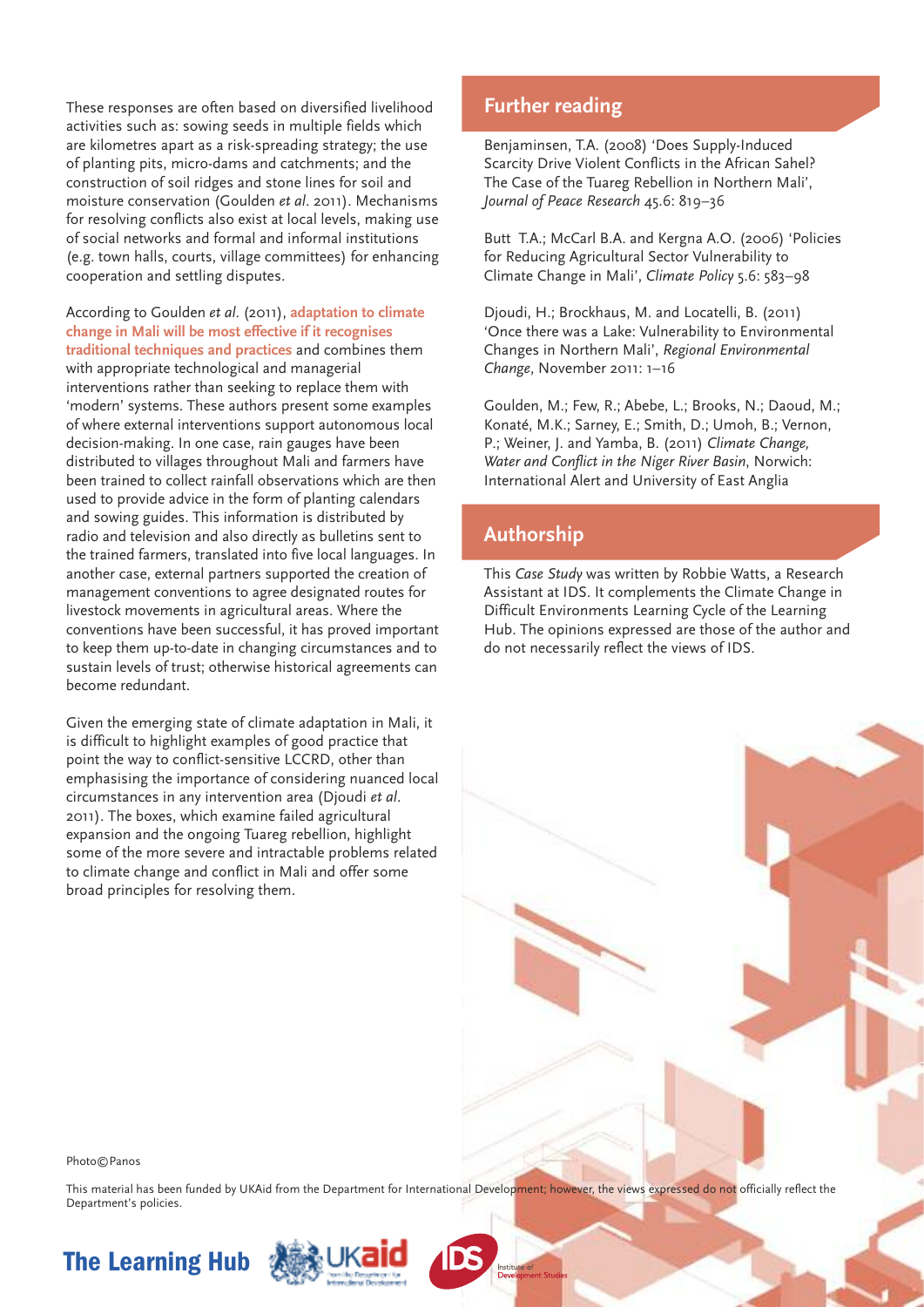These responses are often based on diversified livelihood activities such as: sowing seeds in multiple fields which are kilometres apart as a risk-spreading strategy; the use of planting pits, micro-dams and catchments; and the construction of soil ridges and stone lines for soil and moisture conservation (Goulden *et al*. 2011). Mechanisms for resolving conflicts also exist at local levels, making use of social networks and formal and informal institutions (e.g. town halls, courts, village committees) for enhancing cooperation and settling disputes.

According to Goulden *et al*. (2011), **adaptation to climate change in Mali will be most effective if it recognises traditional techniques and practices** and combines them with appropriate technological and managerial interventions rather than seeking to replace them with 'modern' systems. These authors present some examples of where external interventions support autonomous local decision-making. In one case, rain gauges have been distributed to villages throughout Mali and farmers have been trained to collect rainfall observations which are then used to provide advice in the form of planting calendars and sowing guides. This information is distributed by radio and television and also directly as bulletins sent to the trained farmers, translated into five local languages. In another case, external partners supported the creation of management conventions to agree designated routes for livestock movements in agricultural areas. Where the conventions have been successful, it has proved important to keep them up-to-date in changing circumstances and to sustain levels of trust; otherwise historical agreements can become redundant.

Given the emerging state of climate adaptation in Mali, it is difficult to highlight examples of good practice that point the way to conflict-sensitive LCCRD, other than emphasising the importance of considering nuanced local circumstances in any intervention area (Djoudi *et al*. 2011). The boxes, which examine failed agricultural expansion and the ongoing Tuareg rebellion, highlight some of the more severe and intractable problems related to climate change and conflict in Mali and offer some broad principles for resolving them.

## Further reading

Benjaminsen, T.A. (2008) 'Does Supply-Induced Scarcity Drive Violent Conflicts in the African Sahel? The Case of the Tuareg Rebellion in Northern Mali', *Journal of Peace Research* 45.6: 819–36

Butt T.A.; McCarl B.A. and Kergna A.O. (2006) 'Policies for Reducing Agricultural Sector Vulnerability to Climate Change in Mali', *Climate Policy* 5.6: 583–98

Djoudi, H.; Brockhaus, M. and Locatelli, B. (2011) 'Once there was a Lake: Vulnerability to Environmental Changes in Northern Mali', *Regional Environmental Change*, November 2011: 1–16

Goulden, M.; Few, R.; Abebe, L.; Brooks, N.; Daoud, M.; Konaté, M.K.; Sarney, E.; Smith, D.; Umoh, B.; Vernon, P.; Weiner, J. and Yamba, B. (2011) *Climate Change, Water and Conflict in the Niger River Basin*, Norwich: International Alert and University of East Anglia

## Authorship

This *Case Study* was written by Robbie Watts, a Research Assistant at IDS. It complements the Climate Change in Difficult Environments Learning Cycle of the Learning Hub. The opinions expressed are those of the author and do not necessarily reflect the views of IDS.

Photo©Panos

This material has been funded by UKAid from the Department for International Development; however, the views expressed do not officially reflect the Department's policies.

The Learning Hub